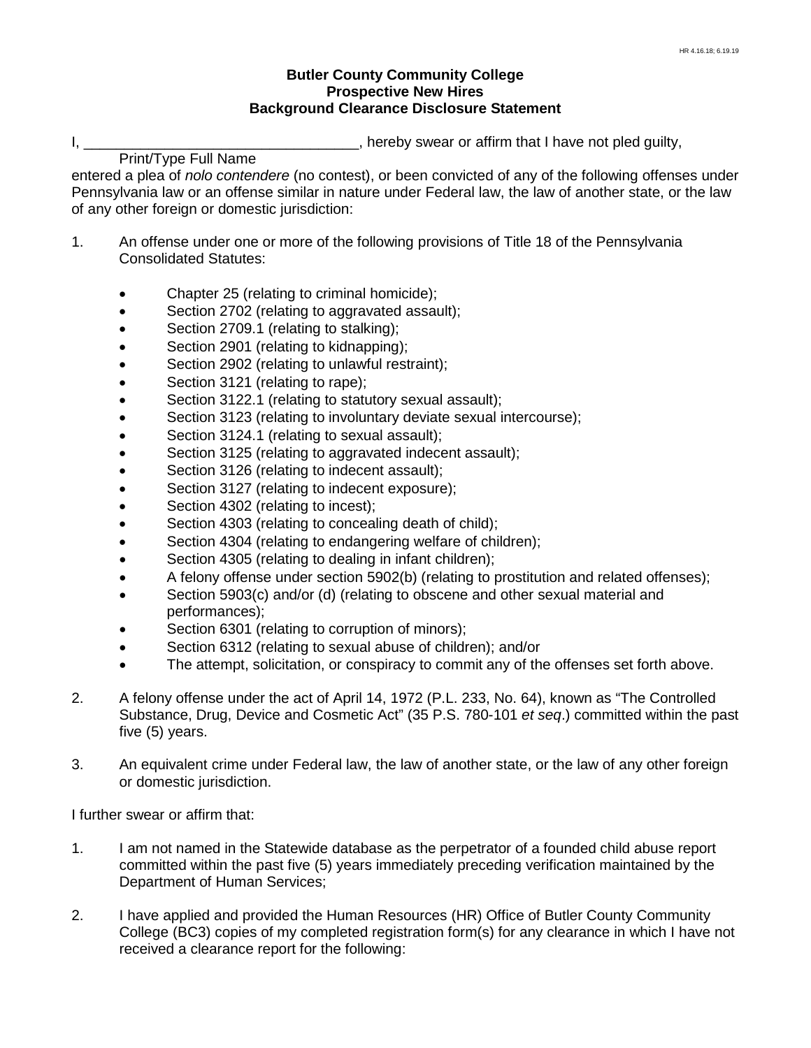**Butler County Community College**
**Prospective New Hires**
**Background Clearance Disclosure Statement**

I, ___________________________________, hereby swear or affirm that I have not pled guilty,
Print/Type Full Name
entered a plea of *nolo contendere* (no contest), or been convicted of any of the following offenses under Pennsylvania law or an offense similar in nature under Federal law, the law of another state, or the law of any other foreign or domestic jurisdiction:

1. An offense under one or more of the following provisions of Title 18 of the Pennsylvania Consolidated Statutes:

    - Chapter 25 (relating to criminal homicide);
    - Section 2702 (relating to aggravated assault);
    - Section 2709.1 (relating to stalking);
    - Section 2901 (relating to kidnapping);
    - Section 2902 (relating to unlawful restraint);
    - Section 3121 (relating to rape);
    - Section 3122.1 (relating to statutory sexual assault);
    - Section 3123 (relating to involuntary deviate sexual intercourse);
    - Section 3124.1 (relating to sexual assault);
    - Section 3125 (relating to aggravated indecent assault);
    - Section 3126 (relating to indecent assault);
    - Section 3127 (relating to indecent exposure);
    - Section 4302 (relating to incest);
    - Section 4303 (relating to concealing death of child);
    - Section 4304 (relating to endangering welfare of children);
    - Section 4305 (relating to dealing in infant children);
    - A felony offense under section 5902(b) (relating to prostitution and related offenses);
    - Section 5903(c) and/or (d) (relating to obscene and other sexual material and performances);
    - Section 6301 (relating to corruption of minors);
    - Section 6312 (relating to sexual abuse of children); and/or
    - The attempt, solicitation, or conspiracy to commit any of the offenses set forth above.

2. A felony offense under the act of April 14, 1972 (P.L. 233, No. 64), known as "The Controlled Substance, Drug, Device and Cosmetic Act" (35 P.S. 780-101 *et seq*.) committed within the past five (5) years.

3. An equivalent crime under Federal law, the law of another state, or the law of any other foreign or domestic jurisdiction.

I further swear or affirm that:

1. I am not named in the Statewide database as the perpetrator of a founded child abuse report committed within the past five (5) years immediately preceding verification maintained by the Department of Human Services;

2. I have applied and provided the Human Resources (HR) Office of Butler County Community College (BC3) copies of my completed registration form(s) for any clearance in which I have not received a clearance report for the following: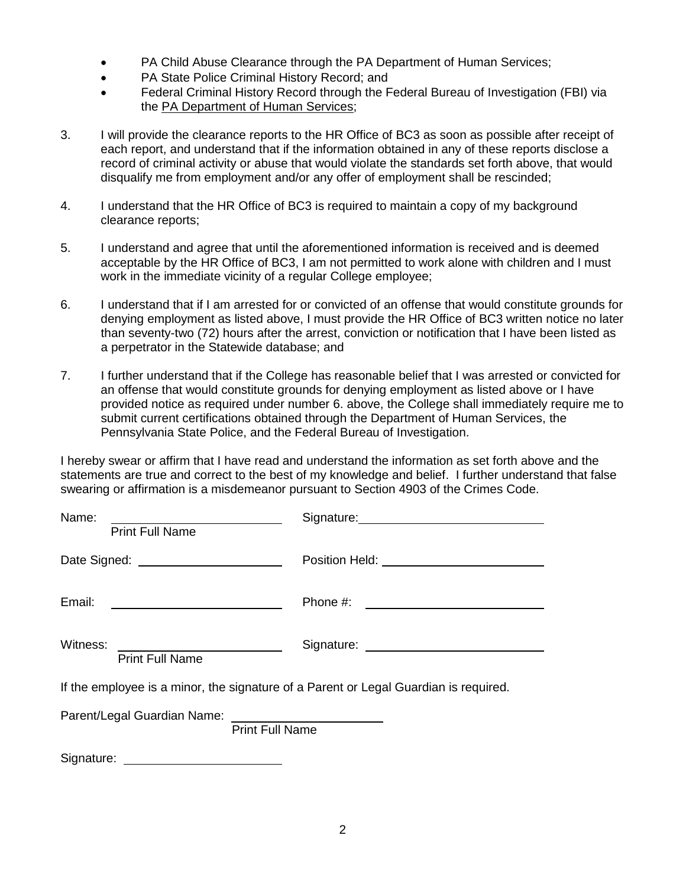- PA Child Abuse Clearance through the PA Department of Human Services;
- PA State Police Criminal History Record; and
- Federal Criminal History Record through the Federal Bureau of Investigation (FBI) via the PA Department of Human Services;

3. I will provide the clearance reports to the HR Office of BC3 as soon as possible after receipt of each report, and understand that if the information obtained in any of these reports disclose a record of criminal activity or abuse that would violate the standards set forth above, that would disqualify me from employment and/or any offer of employment shall be rescinded;

4. I understand that the HR Office of BC3 is required to maintain a copy of my background clearance reports;

5. I understand and agree that until the aforementioned information is received and is deemed acceptable by the HR Office of BC3, I am not permitted to work alone with children and I must work in the immediate vicinity of a regular College employee;

6. I understand that if I am arrested for or convicted of an offense that would constitute grounds for denying employment as listed above, I must provide the HR Office of BC3 written notice no later than seventy-two (72) hours after the arrest, conviction or notification that I have been listed as a perpetrator in the Statewide database; and

7. I further understand that if the College has reasonable belief that I was arrested or convicted for an offense that would constitute grounds for denying employment as listed above or I have provided notice as required under number 6. above, the College shall immediately require me to submit current certifications obtained through the Department of Human Services, the Pennsylvania State Police, and the Federal Bureau of Investigation.

I hereby swear or affirm that I have read and understand the information as set forth above and the statements are true and correct to the best of my knowledge and belief. I further understand that false swearing or affirmation is a misdemeanor pursuant to Section 4903 of the Crimes Code.

Name: ______________________ Signature: ______________________
Print Full Name

Date Signed: ______________________ Position Held: ______________________

Email: ______________________ Phone #: ______________________

Witness: ______________________ Signature: ______________________
Print Full Name

If the employee is a minor, the signature of a Parent or Legal Guardian is required.

Parent/Legal Guardian Name: ______________________
Print Full Name

Signature: ______________________